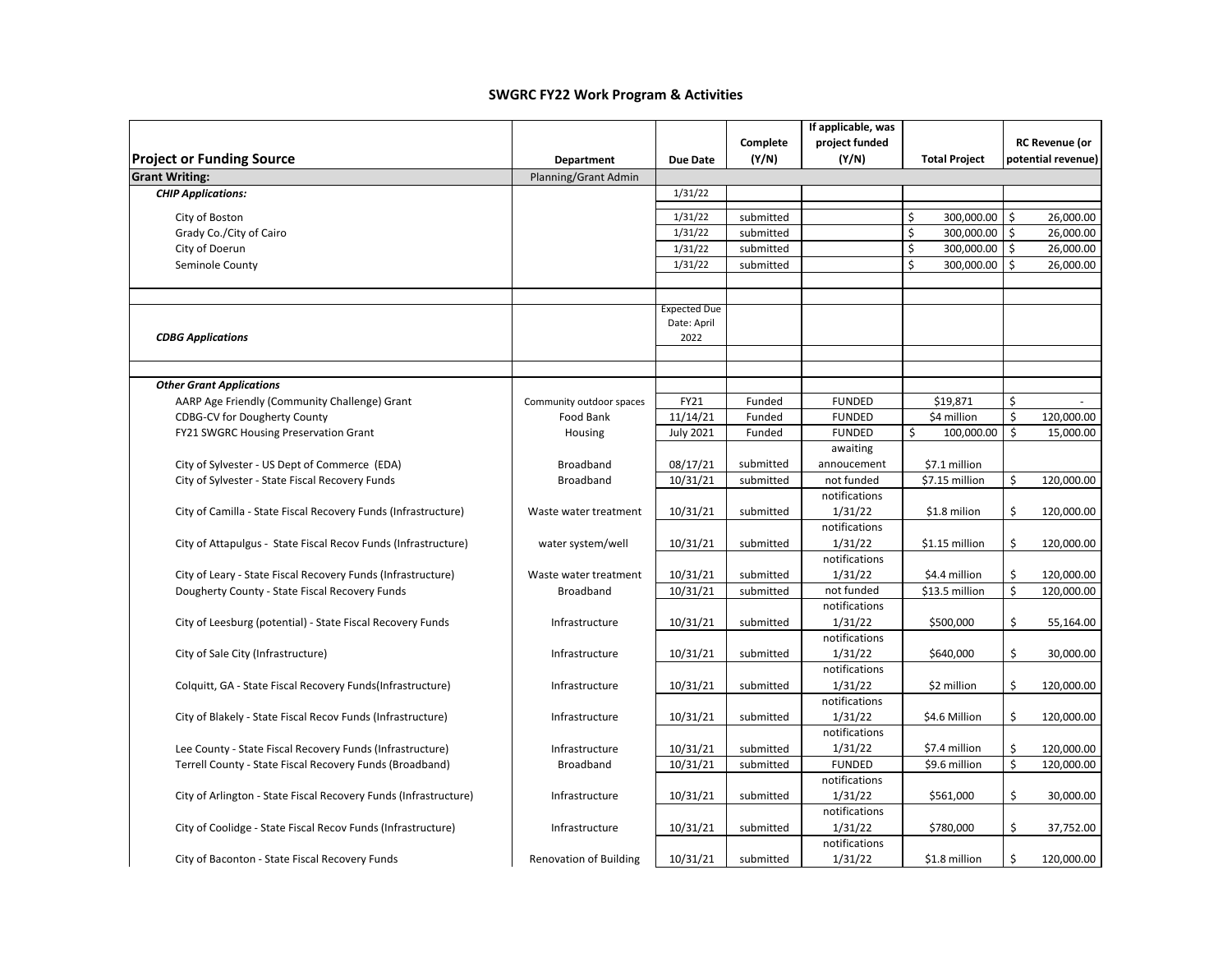# SWGRC FY22 Work Program & Activities

| Project or Funding Source | Department | Due Date | Complete (Y/N) | If applicable, was project funded (Y/N) | Total Project | RC Revenue (or potential revenue) |
|---|---|---|---|---|---|---|
| **Grant Writing:** | Planning/Grant Admin | | | | | |
| ***CHIP Applications:*** | | 1/31/22 | | | | |
| City of Boston | | 1/31/22 | submitted | | $ 300,000.00 | $ 26,000.00 |
| Grady Co./City of Cairo | | 1/31/22 | submitted | | $ 300,000.00 | $ 26,000.00 |
| City of Doerun | | 1/31/22 | submitted | | $ 300,000.00 | $ 26,000.00 |
| Seminole County | | 1/31/22 | submitted | | $ 300,000.00 | $ 26,000.00 |
| | | | | | | |
| ***CDBG Applications*** | | Expected Due Date: April 2022 | | | | |
| | | | | | | |
| ***Other Grant Applications*** | | | | | | |
| AARP Age Friendly (Community Challenge) Grant | Community outdoor spaces | FY21 | Funded | FUNDED | $19,871 | $ - |
| CDBG-CV for Dougherty County | Food Bank | 11/14/21 | Funded | FUNDED | $4 million | $ 120,000.00 |
| FY21 SWGRC Housing Preservation Grant | Housing | July 2021 | Funded | FUNDED | $ 100,000.00 | $ 15,000.00 |
| City of Sylvester - US Dept of Commerce (EDA) | Broadband | 08/17/21 | submitted | awaiting annoucement | $7.1 million | |
| City of Sylvester - State Fiscal Recovery Funds | Broadband | 10/31/21 | submitted | not funded | $7.15 million | $ 120,000.00 |
| City of Camilla - State Fiscal Recovery Funds (Infrastructure) | Waste water treatment | 10/31/21 | submitted | notifications 1/31/22 | $1.8 milion | $ 120,000.00 |
| City of Attapulgus - State Fiscal Recov Funds (Infrastructure) | water system/well | 10/31/21 | submitted | notifications 1/31/22 | $1.15 million | $ 120,000.00 |
| City of Leary - State Fiscal Recovery Funds (Infrastructure) | Waste water treatment | 10/31/21 | submitted | notifications 1/31/22 | $4.4 million | $ 120,000.00 |
| Dougherty County - State Fiscal Recovery Funds | Broadband | 10/31/21 | submitted | not funded | $13.5 million | $ 120,000.00 |
| City of Leesburg (potential) - State Fiscal Recovery Funds | Infrastructure | 10/31/21 | submitted | notifications 1/31/22 | $500,000 | $ 55,164.00 |
| City of Sale City (Infrastructure) | Infrastructure | 10/31/21 | submitted | notifications 1/31/22 | $640,000 | $ 30,000.00 |
| Colquitt, GA - State Fiscal Recovery Funds(Infrastructure) | Infrastructure | 10/31/21 | submitted | notifications 1/31/22 | $2 million | $ 120,000.00 |
| City of Blakely - State Fiscal Recov Funds (Infrastructure) | Infrastructure | 10/31/21 | submitted | notifications 1/31/22 | $4.6 Million | $ 120,000.00 |
| Lee County - State Fiscal Recovery Funds (Infrastructure) | Infrastructure | 10/31/21 | submitted | notifications 1/31/22 | $7.4 million | $ 120,000.00 |
| Terrell County - State Fiscal Recovery Funds (Broadband) | Broadband | 10/31/21 | submitted | FUNDED | $9.6 million | $ 120,000.00 |
| City of Arlington - State Fiscal Recovery Funds (Infrastructure) | Infrastructure | 10/31/21 | submitted | notifications 1/31/22 | $561,000 | $ 30,000.00 |
| City of Coolidge - State Fiscal Recov Funds (Infrastructure) | Infrastructure | 10/31/21 | submitted | notifications 1/31/22 | $780,000 | $ 37,752.00 |
| City of Baconton - State Fiscal Recovery Funds | Renovation of Building | 10/31/21 | submitted | notifications 1/31/22 | $1.8 million | $ 120,000.00 |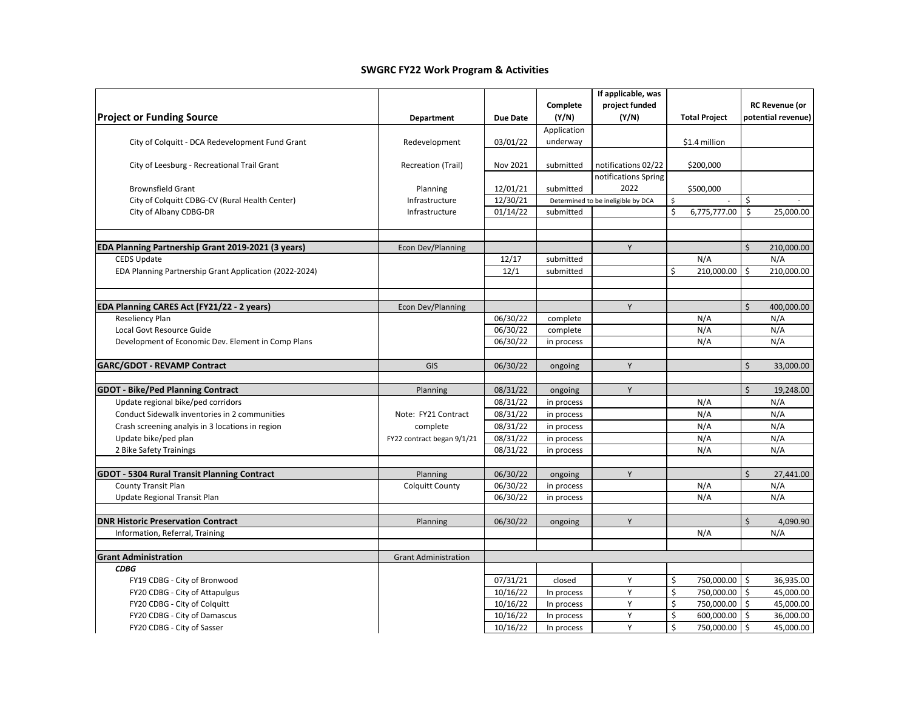## SWGRC FY22 Work Program & Activities

| Project or Funding Source | Department | Due Date | Complete (Y/N) | If applicable, was project funded (Y/N) | Total Project | RC Revenue (or potential revenue) |
|---|---|---|---|---|---|---|
| City of Colquitt - DCA Redevelopment Fund Grant | Redevelopment | 03/01/22 | Application underway | | $1.4 million | |
| City of Leesburg - Recreational Trail Grant | Recreation (Trail) | Nov 2021 | submitted | notifications 02/22 | $200,000 | |
| Brownsfield Grant | Planning | 12/01/21 | submitted | notifications Spring 2022 | $500,000 | |
| City of Colquitt CDBG-CV (Rural Health Center) | Infrastructure | 12/30/21 | Determined to be ineligible by DCA | | $ - | $ - |
| City of Albany CDBG-DR | Infrastructure | 01/14/22 | submitted | | $ 6,775,777.00 | $ 25,000.00 |
| | | | | | | |
| **EDA Planning Partnership Grant 2019-2021 (3 years)** | Econ Dev/Planning | | | Y | | $ 210,000.00 |
| CEDS Update | | 12/17 | submitted | | N/A | N/A |
| EDA Planning Partnership Grant Application (2022-2024) | | 12/1 | submitted | | $ 210,000.00 | $ 210,000.00 |
| | | | | | | |
| **EDA Planning CARES Act (FY21/22 - 2 years)** | Econ Dev/Planning | | | Y | | $ 400,000.00 |
| Reseliency Plan | | 06/30/22 | complete | | N/A | N/A |
| Local Govt Resource Guide | | 06/30/22 | complete | | N/A | N/A |
| Development of Economic Dev. Element in Comp Plans | | 06/30/22 | in process | | N/A | N/A |
| | | | | | | |
| **GARC/GDOT - REVAMP Contract** | GIS | 06/30/22 | ongoing | Y | | $ 33,000.00 |
| | | | | | | |
| **GDOT - Bike/Ped Planning Contract** | Planning | 08/31/22 | ongoing | Y | | $ 19,248.00 |
| Update regional bike/ped corridors | | 08/31/22 | in process | | N/A | N/A |
| Conduct Sidewalk inventories in 2 communities | Note: FY21 Contract | 08/31/22 | in process | | N/A | N/A |
| Crash screening analyis in 3 locations in region | complete | 08/31/22 | in process | | N/A | N/A |
| Update bike/ped plan | FY22 contract began 9/1/21 | 08/31/22 | in process | | N/A | N/A |
| 2 Bike Safety Trainings | | 08/31/22 | in process | | N/A | N/A |
| | | | | | | |
| **GDOT - 5304 Rural Transit Planning Contract** | Planning | 06/30/22 | ongoing | Y | | $ 27,441.00 |
| County Transit Plan | Colquitt County | 06/30/22 | in process | | N/A | N/A |
| Update Regional Transit Plan | | 06/30/22 | in process | | N/A | N/A |
| | | | | | | |
| **DNR Historic Preservation Contract** | Planning | 06/30/22 | ongoing | Y | | $ 4,090.90 |
| Information, Referral, Training | | | | | N/A | N/A |
| | | | | | | |
| **Grant Administration** | Grant Administration | | | | | |
| ***CDBG*** | | | | | | |
| FY19 CDBG - City of Bronwood | | 07/31/21 | closed | Y | $ 750,000.00 | $ 36,935.00 |
| FY20 CDBG - City of Attapulgus | | 10/16/22 | In process | Y | $ 750,000.00 | $ 45,000.00 |
| FY20 CDBG - City of Colquitt | | 10/16/22 | In process | Y | $ 750,000.00 | $ 45,000.00 |
| FY20 CDBG - City of Damascus | | 10/16/22 | In process | Y | $ 600,000.00 | $ 36,000.00 |
| FY20 CDBG - City of Sasser | | 10/16/22 | In process | Y | $ 750,000.00 | $ 45,000.00 |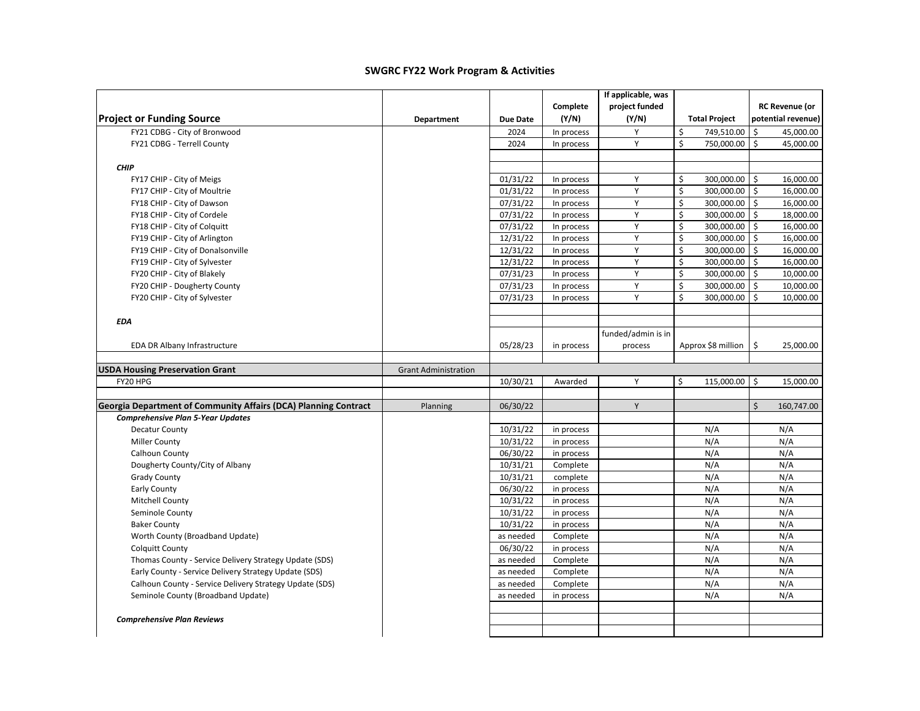## SWGRC FY22 Work Program & Activities

| Project or Funding Source | Department | Due Date | Complete (Y/N) | If applicable, was project funded (Y/N) | Total Project | RC Revenue (or potential revenue) |
|---|---|---|---|---|---|---|
| FY21 CDBG - City of Bronwood | | 2024 | In process | Y | $ 749,510.00 | $ 45,000.00 |
| FY21 CDBG - Terrell County | | 2024 | In process | Y | $ 750,000.00 | $ 45,000.00 |
| | | | | | | |
| ***CHIP*** | | | | | | |
| FY17 CHIP - City of Meigs | | 01/31/22 | In process | Y | $ 300,000.00 | $ 16,000.00 |
| FY17 CHIP - City of Moultrie | | 01/31/22 | In process | Y | $ 300,000.00 | $ 16,000.00 |
| FY18 CHIP - City of Dawson | | 07/31/22 | In process | Y | $ 300,000.00 | $ 16,000.00 |
| FY18 CHIP - City of Cordele | | 07/31/22 | In process | Y | $ 300,000.00 | $ 18,000.00 |
| FY18 CHIP - City of Colquitt | | 07/31/22 | In process | Y | $ 300,000.00 | $ 16,000.00 |
| FY19 CHIP - City of Arlington | | 12/31/22 | In process | Y | $ 300,000.00 | $ 16,000.00 |
| FY19 CHIP - City of Donalsonville | | 12/31/22 | In process | Y | $ 300,000.00 | $ 16,000.00 |
| FY19 CHIP - City of Sylvester | | 12/31/22 | In process | Y | $ 300,000.00 | $ 16,000.00 |
| FY20 CHIP - City of Blakely | | 07/31/23 | In process | Y | $ 300,000.00 | $ 10,000.00 |
| FY20 CHIP - Dougherty County | | 07/31/23 | In process | Y | $ 300,000.00 | $ 10,000.00 |
| FY20 CHIP - City of Sylvester | | 07/31/23 | In process | Y | $ 300,000.00 | $ 10,000.00 |
| | | | | | | |
| ***EDA*** | | | | | | |
| EDA DR Albany Infrastructure | | 05/28/23 | in process | funded/admin is in process | Approx $8 million | $ 25,000.00 |
| | | | | | | |
| **USDA Housing Preservation Grant** | Grant Administration | | | | | |
| FY20 HPG | | 10/30/21 | Awarded | Y | $ 115,000.00 | $ 15,000.00 |
| | | | | | | |
| **Georgia Department of Community Affairs (DCA) Planning Contract** | Planning | 06/30/22 | | Y | | $ 160,747.00 |
| ***Comprehensive Plan 5-Year Updates*** | | | | | | |
| Decatur County | | 10/31/22 | in process | | N/A | N/A |
| Miller County | | 10/31/22 | in process | | N/A | N/A |
| Calhoun County | | 06/30/22 | in process | | N/A | N/A |
| Dougherty County/City of Albany | | 10/31/21 | Complete | | N/A | N/A |
| Grady County | | 10/31/21 | complete | | N/A | N/A |
| Early County | | 06/30/22 | in process | | N/A | N/A |
| Mitchell County | | 10/31/22 | in process | | N/A | N/A |
| Seminole County | | 10/31/22 | in process | | N/A | N/A |
| Baker County | | 10/31/22 | in process | | N/A | N/A |
| Worth County (Broadband Update) | | as needed | Complete | | N/A | N/A |
| Colquitt County | | 06/30/22 | in process | | N/A | N/A |
| Thomas County - Service Delivery Strategy Update (SDS) | | as needed | Complete | | N/A | N/A |
| Early County - Service Delivery Strategy Update (SDS) | | as needed | Complete | | N/A | N/A |
| Calhoun County - Service Delivery Strategy Update (SDS) | | as needed | Complete | | N/A | N/A |
| Seminole County (Broadband Update) | | as needed | in process | | N/A | N/A |
| | | | | | | |
| ***Comprehensive Plan Reviews*** | | | | | | |
| | | | | | | |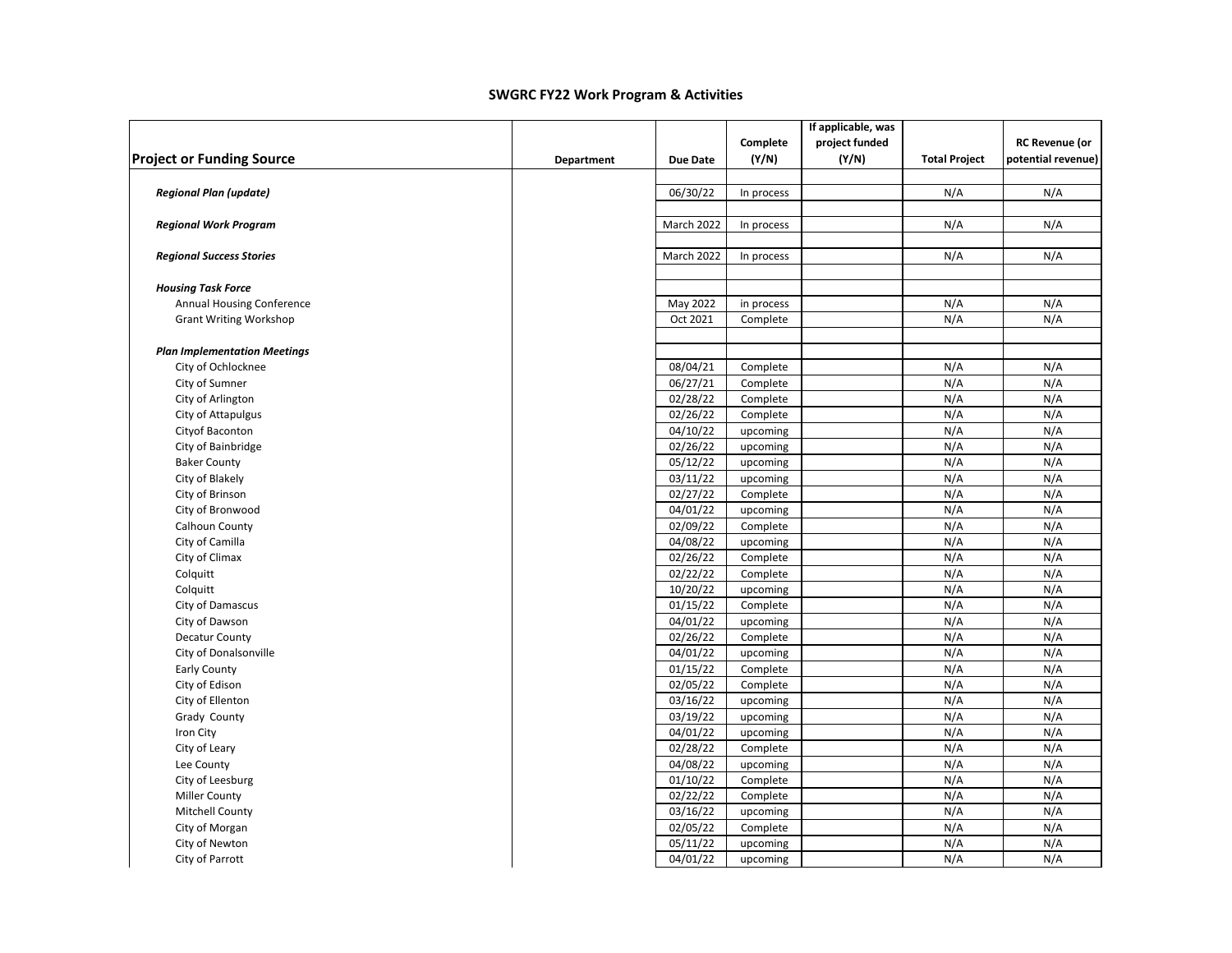# SWGRC FY22 Work Program & Activities

| Project or Funding Source | Department | Due Date | Complete (Y/N) | If applicable, was project funded (Y/N) | Total Project | RC Revenue (or potential revenue) |
|---|---|---|---|---|---|---|
| ***Regional Plan (update)*** | | 06/30/22 | In process | | N/A | N/A |
| ***Regional Work Program*** | | March 2022 | In process | | N/A | N/A |
| ***Regional Success Stories*** | | March 2022 | In process | | N/A | N/A |
| ***Housing Task Force*** | | | | | | |
| Annual Housing Conference | | May 2022 | in process | | N/A | N/A |
| Grant Writing Workshop | | Oct 2021 | Complete | | N/A | N/A |
| ***Plan Implementation Meetings*** | | | | | | |
| City of Ochlocknee | | 08/04/21 | Complete | | N/A | N/A |
| City of Sumner | | 06/27/21 | Complete | | N/A | N/A |
| City of Arlington | | 02/28/22 | Complete | | N/A | N/A |
| City of Attapulgus | | 02/26/22 | Complete | | N/A | N/A |
| Cityof Baconton | | 04/10/22 | upcoming | | N/A | N/A |
| City of Bainbridge | | 02/26/22 | upcoming | | N/A | N/A |
| Baker County | | 05/12/22 | upcoming | | N/A | N/A |
| City of Blakely | | 03/11/22 | upcoming | | N/A | N/A |
| City of Brinson | | 02/27/22 | Complete | | N/A | N/A |
| City of Bronwood | | 04/01/22 | upcoming | | N/A | N/A |
| Calhoun County | | 02/09/22 | Complete | | N/A | N/A |
| City of Camilla | | 04/08/22 | upcoming | | N/A | N/A |
| City of Climax | | 02/26/22 | Complete | | N/A | N/A |
| Colquitt | | 02/22/22 | Complete | | N/A | N/A |
| Colquitt | | 10/20/22 | upcoming | | N/A | N/A |
| City of Damascus | | 01/15/22 | Complete | | N/A | N/A |
| City of Dawson | | 04/01/22 | upcoming | | N/A | N/A |
| Decatur County | | 02/26/22 | Complete | | N/A | N/A |
| City of Donalsonville | | 04/01/22 | upcoming | | N/A | N/A |
| Early County | | 01/15/22 | Complete | | N/A | N/A |
| City of Edison | | 02/05/22 | Complete | | N/A | N/A |
| City of Ellenton | | 03/16/22 | upcoming | | N/A | N/A |
| Grady County | | 03/19/22 | upcoming | | N/A | N/A |
| Iron City | | 04/01/22 | upcoming | | N/A | N/A |
| City of Leary | | 02/28/22 | Complete | | N/A | N/A |
| Lee County | | 04/08/22 | upcoming | | N/A | N/A |
| City of Leesburg | | 01/10/22 | Complete | | N/A | N/A |
| Miller County | | 02/22/22 | Complete | | N/A | N/A |
| Mitchell County | | 03/16/22 | upcoming | | N/A | N/A |
| City of Morgan | | 02/05/22 | Complete | | N/A | N/A |
| City of Newton | | 05/11/22 | upcoming | | N/A | N/A |
| City of Parrott | | 04/01/22 | upcoming | | N/A | N/A |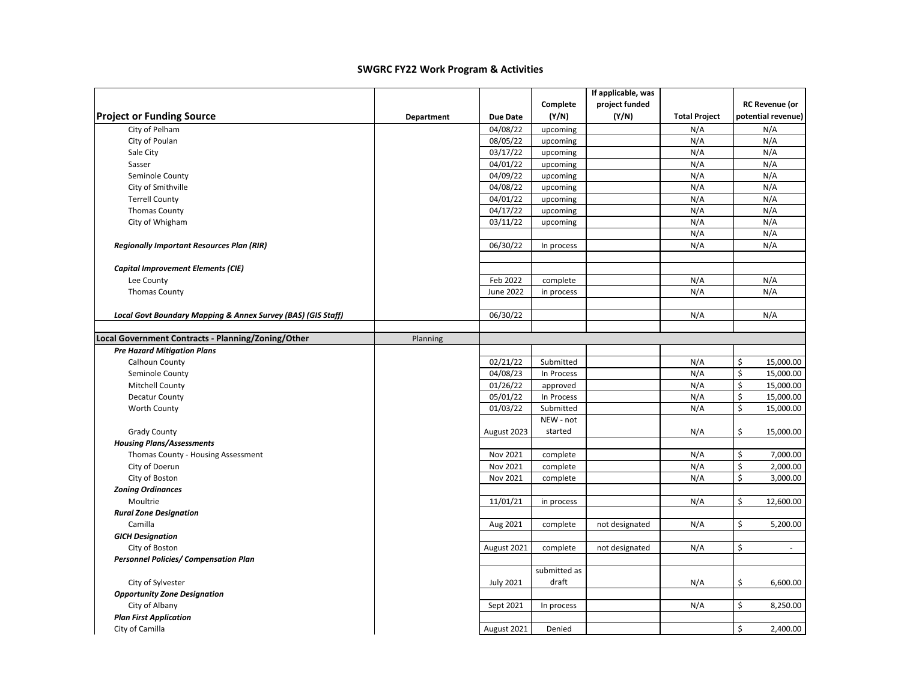## SWGRC FY22 Work Program & Activities

| Project or Funding Source | Department | Due Date | Complete (Y/N) | If applicable, was project funded (Y/N) | Total Project | RC Revenue (or potential revenue) |
|---|---|---|---|---|---|---|
| City of Pelham | | 04/08/22 | upcoming | | N/A | N/A |
| City of Poulan | | 08/05/22 | upcoming | | N/A | N/A |
| Sale City | | 03/17/22 | upcoming | | N/A | N/A |
| Sasser | | 04/01/22 | upcoming | | N/A | N/A |
| Seminole County | | 04/09/22 | upcoming | | N/A | N/A |
| City of Smithville | | 04/08/22 | upcoming | | N/A | N/A |
| Terrell County | | 04/01/22 | upcoming | | N/A | N/A |
| Thomas County | | 04/17/22 | upcoming | | N/A | N/A |
| City of Whigham | | 03/11/22 | upcoming | | N/A | N/A |
| | | | | | N/A | N/A |
| ***Regionally Important Resources Plan (RIR)*** | | 06/30/22 | In process | | N/A | N/A |
| | | | | | | |
| ***Capital Improvement Elements (CIE)*** | | | | | | |
| Lee County | | Feb 2022 | complete | | N/A | N/A |
| Thomas County | | June 2022 | in process | | N/A | N/A |
| | | | | | | |
| ***Local Govt Boundary Mapping & Annex Survey (BAS) (GIS Staff)*** | | 06/30/22 | | | N/A | N/A |
| | | | | | | |
| **Local Government Contracts - Planning/Zoning/Other** | Planning | | | | | |
| ***Pre Hazard Mitigation Plans*** | | | | | | |
| Calhoun County | | 02/21/22 | Submitted | | N/A | $ 15,000.00 |
| Seminole County | | 04/08/23 | In Process | | N/A | $ 15,000.00 |
| Mitchell County | | 01/26/22 | approved | | N/A | $ 15,000.00 |
| Decatur County | | 05/01/22 | In Process | | N/A | $ 15,000.00 |
| Worth County | | 01/03/22 | Submitted | | N/A | $ 15,000.00 |
| Grady County | | August 2023 | NEW - not started | | N/A | $ 15,000.00 |
| ***Housing Plans/Assessments*** | | | | | | |
| Thomas County - Housing Assessment | | Nov 2021 | complete | | N/A | $ 7,000.00 |
| City of Doerun | | Nov 2021 | complete | | N/A | $ 2,000.00 |
| City of Boston | | Nov 2021 | complete | | N/A | $ 3,000.00 |
| ***Zoning Ordinances*** | | | | | | |
| Moultrie | | 11/01/21 | in process | | N/A | $ 12,600.00 |
| ***Rural Zone Designation*** | | | | | | |
| Camilla | | Aug 2021 | complete | not designated | N/A | $ 5,200.00 |
| ***GICH Designation*** | | | | | | |
| City of Boston | | August 2021 | complete | not designated | N/A | $ - |
| ***Personnel Policies/ Compensation Plan*** | | | | | | |
| City of Sylvester | | July 2021 | submitted as draft | | N/A | $ 6,600.00 |
| ***Opportunity Zone Designation*** | | | | | | |
| City of Albany | | Sept 2021 | In process | | N/A | $ 8,250.00 |
| ***Plan First Application*** | | | | | | |
| City of Camilla | | August 2021 | Denied | | | $ 2,400.00 |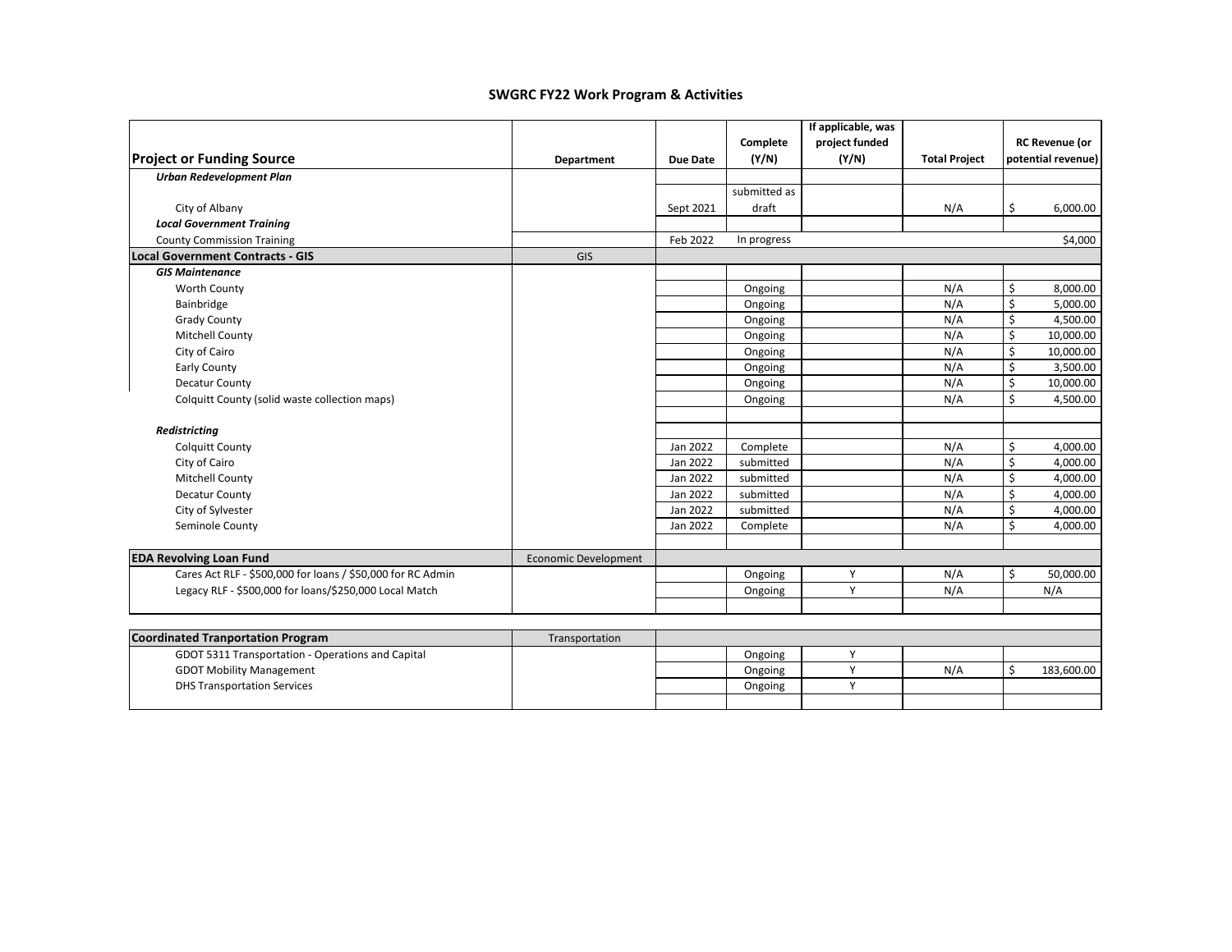# SWGRC FY22 Work Program & Activities

| Project or Funding Source | Department | Due Date | Complete (Y/N) | If applicable, was project funded (Y/N) | Total Project | RC Revenue (or potential revenue) |
|---|---|---|---|---|---|---|
| ***Urban Redevelopment Plan*** | | | | | | |
| City of Albany | | Sept 2021 | submitted as draft | | N/A | $ 6,000.00 |
| ***Local Government Training*** | | | | | | |
| County Commission Training | | Feb 2022 | In progress | | | $4,000 |
| **Local Government Contracts - GIS** | GIS | | | | | |
| ***GIS Maintenance*** | | | | | | |
| Worth County | | | Ongoing | | N/A | $ 8,000.00 |
| Bainbridge | | | Ongoing | | N/A | $ 5,000.00 |
| Grady County | | | Ongoing | | N/A | $ 4,500.00 |
| Mitchell County | | | Ongoing | | N/A | $ 10,000.00 |
| City of Cairo | | | Ongoing | | N/A | $ 10,000.00 |
| Early County | | | Ongoing | | N/A | $ 3,500.00 |
| Decatur County | | | Ongoing | | N/A | $ 10,000.00 |
| Colquitt County (solid waste collection maps) | | | Ongoing | | N/A | $ 4,500.00 |
| ***Redistricting*** | | | | | | |
| Colquitt County | | Jan 2022 | Complete | | N/A | $ 4,000.00 |
| City of Cairo | | Jan 2022 | submitted | | N/A | $ 4,000.00 |
| Mitchell County | | Jan 2022 | submitted | | N/A | $ 4,000.00 |
| Decatur County | | Jan 2022 | submitted | | N/A | $ 4,000.00 |
| City of Sylvester | | Jan 2022 | submitted | | N/A | $ 4,000.00 |
| Seminole County | | Jan 2022 | Complete | | N/A | $ 4,000.00 |
| **EDA Revolving Loan Fund** | Economic Development | | | | | |
| Cares Act RLF - $500,000 for loans / $50,000 for RC Admin | | | Ongoing | Y | N/A | $ 50,000.00 |
| Legacy RLF - $500,000 for loans/$250,000 Local Match | | | Ongoing | Y | N/A | N/A |
| **Coordinated Tranportation Program** | Transportation | | | | | |
| GDOT 5311 Transportation - Operations and Capital | | | Ongoing | Y | | |
| GDOT Mobility Management | | | Ongoing | Y | N/A | $ 183,600.00 |
| DHS Transportation Services | | | Ongoing | Y | | |